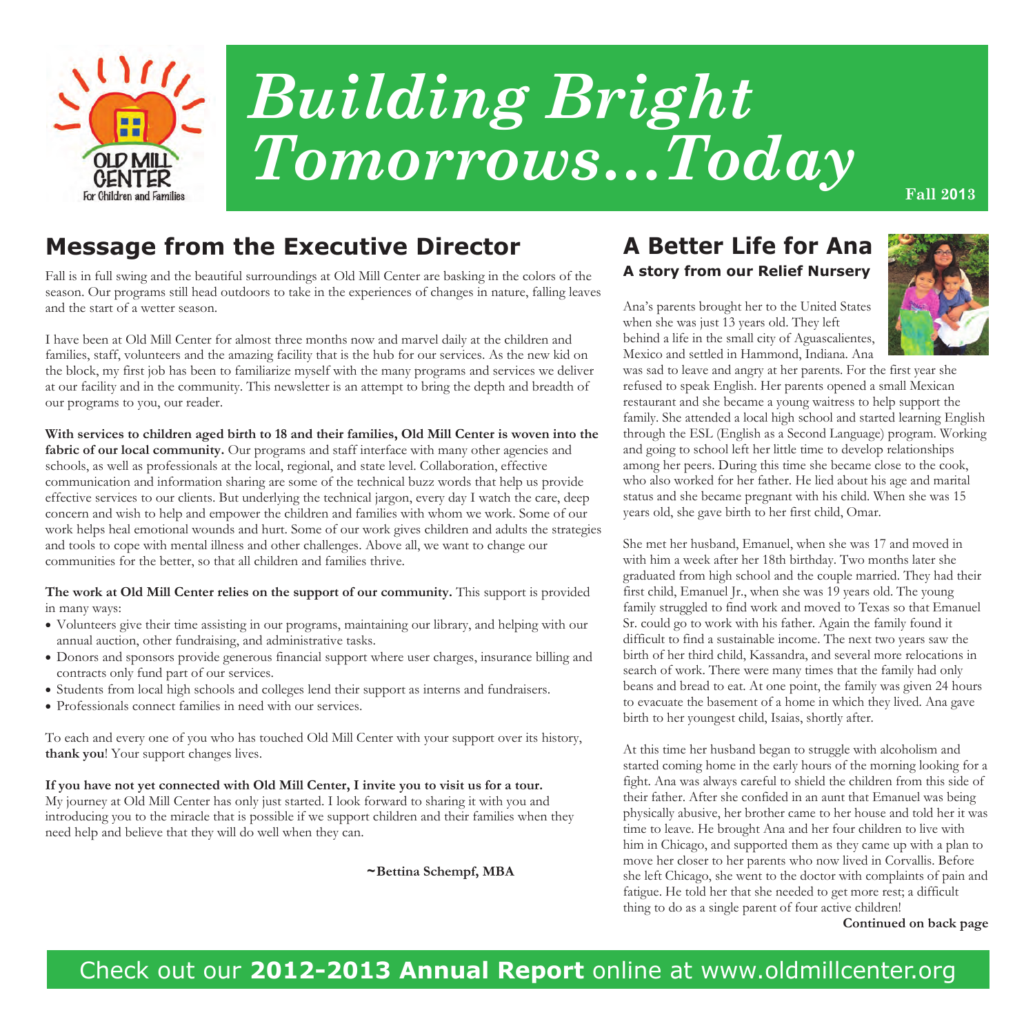# Building Bright Tomorrows...Today

Old Mill Center For Children and Families

**Fall 2013**

## Message from the Executive Director

Fall is in full swing and the beautiful surroundings at Old Mill Center are basking in the colors of the season. Our programs still head outdoors to take in the experiences of changes in nature, falling leaves and the start of a wetter season.

I have been at Old Mill Center for almost three months now and marvel daily at the children and families, staff, volunteers and the amazing facility that is the hub for our services. As the new kid on the block, my first job has been to familiarize myself with the many programs and services we deliver at our facility and in the community. This newsletter is an attempt to bring the depth and breadth of our programs to you, our reader.

**With services to children aged birth to 18 and their families, Old Mill Center is woven into the fabric of our local community.** Our programs and staff interface with many other agencies and schools, as well as professionals at the local, regional, and state level. Collaboration, effective communication and information sharing are some of the technical buzz words that help us provide effective services to our clients. But underlying the technical jargon, every day I watch the care, deep concern and wish to help and empower the children and families with whom we work. Some of our work helps heal emotional wounds and hurt. Some of our work gives children and adults the strategies and tools to cope with mental illness and other challenges. Above all, we want to change our communities for the better, so that all children and families thrive.

**The work at Old Mill Center relies on the support of our community.** This support is provided in many ways:

- Volunteers give their time assisting in our programs, maintaining our library, and helping with our annual auction, other fundraising, and administrative tasks.
- Donors and sponsors provide generous financial support where user charges, insurance billing and contracts only fund part of our services.
- Students from local high schools and colleges lend their support as interns and fundraisers.
- Professionals connect families in need with our services.

To each and every one of you who has touched Old Mill Center with your support over its history, **thank you**! Your support changes lives.

**If you have not yet connected with Old Mill Center, I invite you to visit us for a tour.** My journey at Old Mill Center has only just started. I look forward to sharing it with you and introducing you to the miracle that is possible if we support children and their families when they need help and believe that they will do well when they can.

**~Bettina Schempf, MBA**

## A Better Life for Ana

### A story from our Relief Nursery

Ana's parents brought her to the United States when she was just 13 years old. They left behind a life in the small city of Aguascalientes, Mexico and settled in Hammond, Indiana. Ana was sad to leave and angry at her parents. For the first year she refused to speak English. Her parents opened a small Mexican restaurant and she became a young waitress to help support the family. She attended a local high school and started learning English through the ESL (English as a Second Language) program. Working and going to school left her little time to develop relationships among her peers. During this time she became close to the cook, who also worked for her father. He lied about his age and marital status and she became pregnant with his child. When she was 15 years old, she gave birth to her first child, Omar.

She met her husband, Emanuel, when she was 17 and moved in with him a week after her 18th birthday. Two months later she graduated from high school and the couple married. They had their first child, Emanuel Jr., when she was 19 years old. The young family struggled to find work and moved to Texas so that Emanuel Sr. could go to work with his father. Again the family found it difficult to find a sustainable income. The next two years saw the birth of her third child, Kassandra, and several more relocations in search of work. There were many times that the family had only beans and bread to eat. At one point, the family was given 24 hours to evacuate the basement of a home in which they lived. Ana gave birth to her youngest child, Isaias, shortly after.

At this time her husband began to struggle with alcoholism and started coming home in the early hours of the morning looking for a fight. Ana was always careful to shield the children from this side of their father. After she confided in an aunt that Emanuel was being physically abusive, her brother came to her house and told her it was time to leave. He brought Ana and her four children to live with him in Chicago, and supported them as they came up with a plan to move her closer to her parents who now lived in Corvallis. Before she left Chicago, she went to the doctor with complaints of pain and fatigue. He told her that she needed to get more rest; a difficult thing to do as a single parent of four active children!

**Continued on back page**

Check out our **2012-2013 Annual Report** online at www.oldmillcenter.org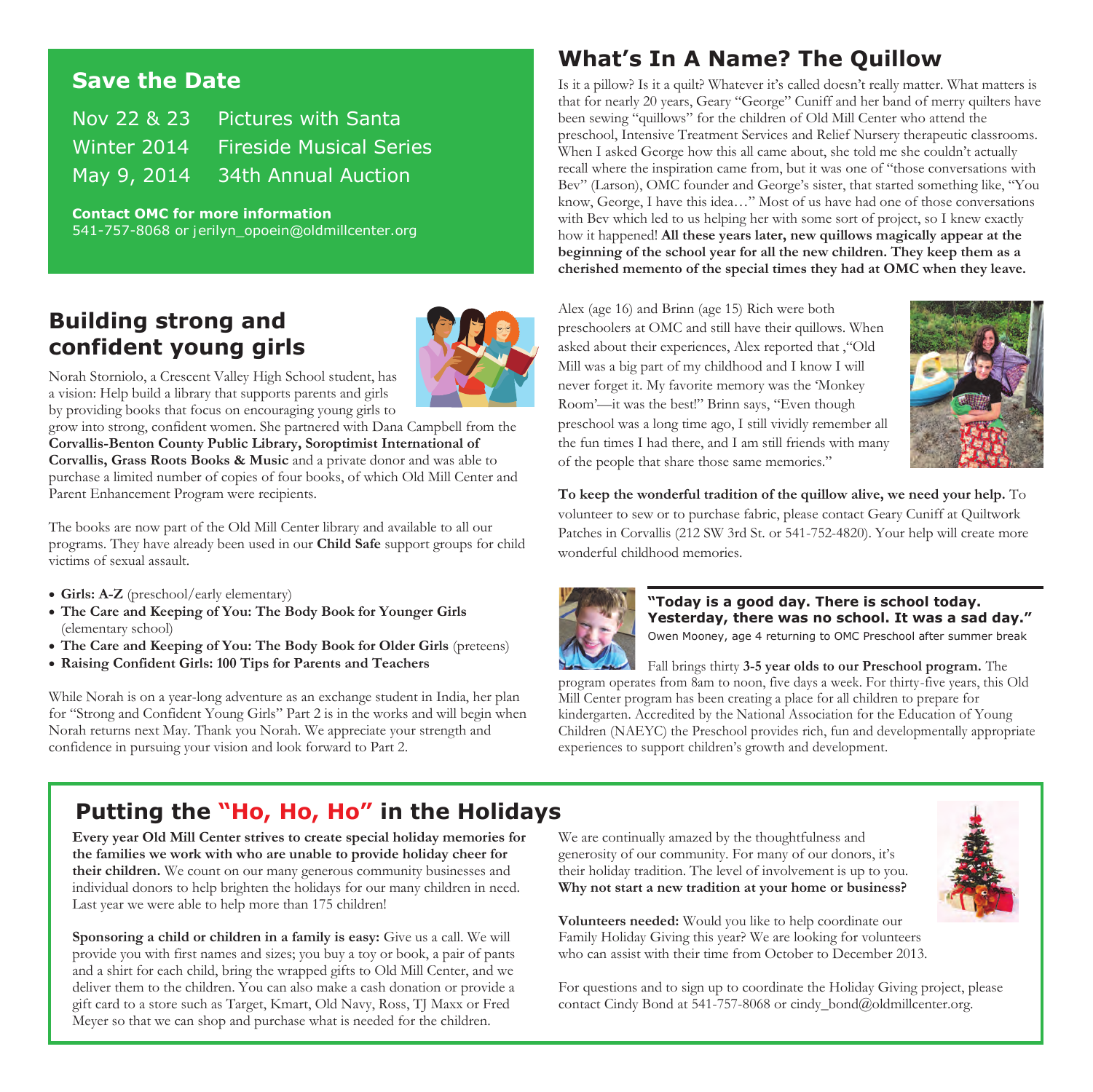## Save the Date

| | |
|---|---|
| Nov 22 & 23 | Pictures with Santa |
| Winter 2014 | Fireside Musical Series |
| May 9, 2014 | 34th Annual Auction |

**Contact OMC for more information**
541-757-8068 or jerilyn_opoein@oldmillcenter.org

## Building strong and confident young girls

Norah Storniolo, a Crescent Valley High School student, has a vision: Help build a library that supports parents and girls by providing books that focus on encouraging young girls to grow into strong, confident women. She partnered with Dana Campbell from the **Corvallis-Benton County Public Library, Soroptimist International of Corvallis, Grass Roots Books & Music** and a private donor and was able to purchase a limited number of copies of four books, of which Old Mill Center and Parent Enhancement Program were recipients.

The books are now part of the Old Mill Center library and available to all our programs. They have already been used in our **Child Safe** support groups for child victims of sexual assault.

- **Girls: A-Z** (preschool/early elementary)
- **The Care and Keeping of You: The Body Book for Younger Girls** (elementary school)
- **The Care and Keeping of You: The Body Book for Older Girls** (preteens)
- **Raising Confident Girls: 100 Tips for Parents and Teachers**

While Norah is on a year-long adventure as an exchange student in India, her plan for "Strong and Confident Young Girls" Part 2 is in the works and will begin when Norah returns next May. Thank you Norah. We appreciate your strength and confidence in pursuing your vision and look forward to Part 2.

## What's In A Name? The Quillow

Is it a pillow? Is it a quilt? Whatever it's called doesn't really matter. What matters is that for nearly 20 years, Geary "George" Cuniff and her band of merry quilters have been sewing "quillows" for the children of Old Mill Center who attend the preschool, Intensive Treatment Services and Relief Nursery therapeutic classrooms. When I asked George how this all came about, she told me she couldn't actually recall where the inspiration came from, but it was one of "those conversations with Bev" (Larson), OMC founder and George's sister, that started something like, "You know, George, I have this idea…" Most of us have had one of those conversations with Bev which led to us helping her with some sort of project, so I knew exactly how it happened! **All these years later, new quillows magically appear at the beginning of the school year for all the new children. They keep them as a cherished memento of the special times they had at OMC when they leave.**

Alex (age 16) and Brinn (age 15) Rich were both preschoolers at OMC and still have their quillows. When asked about their experiences, Alex reported that ,"Old Mill was a big part of my childhood and I know I will never forget it. My favorite memory was the 'Monkey Room'—it was the best!" Brinn says, "Even though preschool was a long time ago, I still vividly remember all the fun times I had there, and I am still friends with many of the people that share those same memories."

**To keep the wonderful tradition of the quillow alive, we need your help.** To volunteer to sew or to purchase fabric, please contact Geary Cuniff at Quiltwork Patches in Corvallis (212 SW 3rd St. or 541-752-4820). Your help will create more wonderful childhood memories.

**"Today is a good day. There is school today. Yesterday, there was no school. It was a sad day."**
Owen Mooney, age 4 returning to OMC Preschool after summer break

Fall brings thirty **3-5 year olds to our Preschool program.** The program operates from 8am to noon, five days a week. For thirty-five years, this Old Mill Center program has been creating a place for all children to prepare for kindergarten. Accredited by the National Association for the Education of Young Children (NAEYC) the Preschool provides rich, fun and developmentally appropriate experiences to support children's growth and development.

## Putting the "Ho, Ho, Ho" in the Holidays

**Every year Old Mill Center strives to create special holiday memories for the families we work with who are unable to provide holiday cheer for their children.** We count on our many generous community businesses and individual donors to help brighten the holidays for our many children in need. Last year we were able to help more than 175 children!

**Sponsoring a child or children in a family is easy:** Give us a call. We will provide you with first names and sizes; you buy a toy or book, a pair of pants and a shirt for each child, bring the wrapped gifts to Old Mill Center, and we deliver them to the children. You can also make a cash donation or provide a gift card to a store such as Target, Kmart, Old Navy, Ross, TJ Maxx or Fred Meyer so that we can shop and purchase what is needed for the children.

We are continually amazed by the thoughtfulness and generosity of our community. For many of our donors, it's their holiday tradition. The level of involvement is up to you. **Why not start a new tradition at your home or business?**

**Volunteers needed:** Would you like to help coordinate our Family Holiday Giving this year? We are looking for volunteers who can assist with their time from October to December 2013.

For questions and to sign up to coordinate the Holiday Giving project, please contact Cindy Bond at 541-757-8068 or cindy_bond@oldmillcenter.org.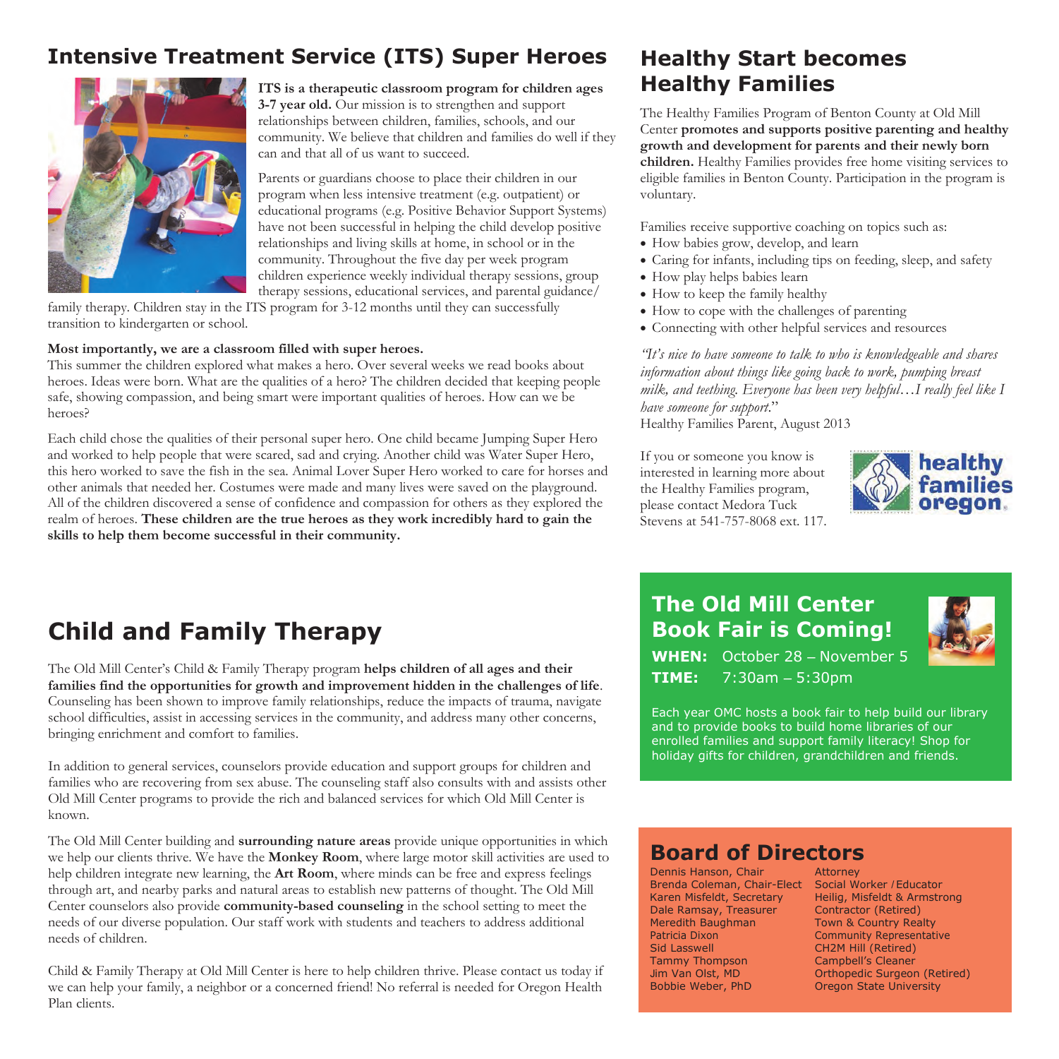## Intensive Treatment Service (ITS) Super Heroes

**ITS is a therapeutic classroom program for children ages 3-7 year old.** Our mission is to strengthen and support relationships between children, families, schools, and our community. We believe that children and families do well if they can and that all of us want to succeed.

Parents or guardians choose to place their children in our program when less intensive treatment (e.g. outpatient) or educational programs (e.g. Positive Behavior Support Systems) have not been successful in helping the child develop positive relationships and living skills at home, in school or in the community. Throughout the five day per week program children experience weekly individual therapy sessions, group therapy sessions, educational services, and parental guidance/family therapy. Children stay in the ITS program for 3-12 months until they can successfully transition to kindergarten or school.

**Most importantly, we are a classroom filled with super heroes.**
This summer the children explored what makes a hero. Over several weeks we read books about heroes. Ideas were born. What are the qualities of a hero? The children decided that keeping people safe, showing compassion, and being smart were important qualities of heroes. How can we be heroes?

Each child chose the qualities of their personal super hero. One child became Jumping Super Hero and worked to help people that were scared, sad and crying. Another child was Water Super Hero, this hero worked to save the fish in the sea. Animal Lover Super Hero worked to care for horses and other animals that needed her. Costumes were made and many lives were saved on the playground. All of the children discovered a sense of confidence and compassion for others as they explored the realm of heroes. **These children are the true heroes as they work incredibly hard to gain the skills to help them become successful in their community.**

## Healthy Start becomes Healthy Families

The Healthy Families Program of Benton County at Old Mill Center **promotes and supports positive parenting and healthy growth and development for parents and their newly born children.** Healthy Families provides free home visiting services to eligible families in Benton County. Participation in the program is voluntary.

Families receive supportive coaching on topics such as:

- How babies grow, develop, and learn
- Caring for infants, including tips on feeding, sleep, and safety
- How play helps babies learn
- How to keep the family healthy
- How to cope with the challenges of parenting
- Connecting with other helpful services and resources

*"It's nice to have someone to talk to who is knowledgeable and shares information about things like going back to work, pumping breast milk, and teething. Everyone has been very helpful…I really feel like I have someone for support.*"
Healthy Families Parent, August 2013

If you or someone you know is interested in learning more about the Healthy Families program, please contact Medora Tuck Stevens at 541-757-8068 ext. 117.

## Child and Family Therapy

The Old Mill Center's Child & Family Therapy program **helps children of all ages and their families find the opportunities for growth and improvement hidden in the challenges of life**. Counseling has been shown to improve family relationships, reduce the impacts of trauma, navigate school difficulties, assist in accessing services in the community, and address many other concerns, bringing enrichment and comfort to families.

In addition to general services, counselors provide education and support groups for children and families who are recovering from sex abuse. The counseling staff also consults with and assists other Old Mill Center programs to provide the rich and balanced services for which Old Mill Center is known.

The Old Mill Center building and **surrounding nature areas** provide unique opportunities in which we help our clients thrive. We have the **Monkey Room**, where large motor skill activities are used to help children integrate new learning, the **Art Room**, where minds can be free and express feelings through art, and nearby parks and natural areas to establish new patterns of thought. The Old Mill Center counselors also provide **community-based counseling** in the school setting to meet the needs of our diverse population. Our staff work with students and teachers to address additional needs of children.

Child & Family Therapy at Old Mill Center is here to help children thrive. Please contact us today if we can help your family, a neighbor or a concerned friend! No referral is needed for Oregon Health Plan clients.

## The Old Mill Center Book Fair is Coming!

**WHEN:** October 28 – November 5
**TIME:** 7:30am – 5:30pm

Each year OMC hosts a book fair to help build our library and to provide books to build home libraries of our enrolled families and support family literacy! Shop for holiday gifts for children, grandchildren and friends.

## Board of Directors

| | |
|---|---|
| Dennis Hanson, Chair | Attorney |
| Brenda Coleman, Chair-Elect | Social Worker / Educator |
| Karen Misfeldt, Secretary | Heilig, Misfeldt & Armstrong |
| Dale Ramsay, Treasurer | Contractor (Retired) |
| Meredith Baughman | Town & Country Realty |
| Patricia Dixon | Community Representative |
| Sid Lasswell | CH2M Hill (Retired) |
| Tammy Thompson | Campbell's Cleaner |
| Jim Van Olst, MD | Orthopedic Surgeon (Retired) |
| Bobbie Weber, PhD | Oregon State University |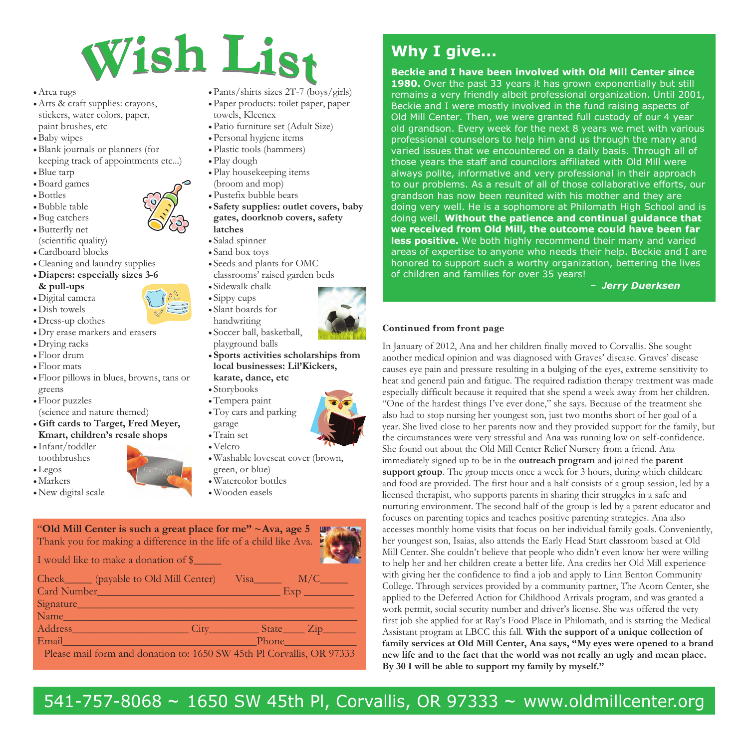# Wish List

- Area rugs
- Arts & craft supplies: crayons, stickers, water colors, paper, paint brushes, etc
- Baby wipes
- Blank journals or planners (for keeping track of appointments etc...)
- Blue tarp
- Board games
- Bottles
- Bubble table
- Bug catchers
- Butterfly net (scientific quality)
- Cardboard blocks
- Cleaning and laundry supplies
- **Diapers: especially sizes 3-6 & pull-ups**
- Digital camera
- Dish towels
- Dress-up clothes
- Dry erase markers and erasers
- Drying racks
- Floor drum
- Floor mats
- Floor pillows in blues, browns, tans or greens
- Floor puzzles (science and nature themed)
- **Gift cards to Target, Fred Meyer, Kmart, children's resale shops**
- Infant/toddler toothbrushes
- Legos
- Markers
- New digital scale
- Pants/shirts sizes 2T-7 (boys/girls)
- Paper products: toilet paper, paper towels, Kleenex
- Patio furniture set (Adult Size)
- Personal hygiene items
- Plastic tools (hammers)
- Play dough
- Play housekeeping items (broom and mop)
- Pustefix bubble bears
- **Safety supplies: outlet covers, baby gates, doorknob covers, safety latches**
- Salad spinner
- Sand box toys
- Seeds and plants for OMC classrooms' raised garden beds
- Sidewalk chalk
- Sippy cups
- Slant boards for handwriting
- Soccer ball, basketball, playground balls
- **Sports activities scholarships from local businesses: Lil'Kickers, karate, dance, etc**
- Storybooks
- Tempera paint
- Toy cars and parking garage
- Train set
- Velcro
- Washable loveseat cover (brown, green, or blue)
- Watercolor bottles
- Wooden easels

"**Old Mill Center is such a great place for me" ~Ava, age 5**
Thank you for making a difference in the life of a child like Ava.

I would like to make a donation of $_____

Check_____ (payable to Old Mill Center) Visa_____ M/C_____
Card Number______________________________ Exp ________
Signature_____________________________________________
Name_________________________________________________
Address____________________ City_________ State____ Zip______
Email________________________________ Phone_____________
Please mail form and donation to: 1650 SW 45th Pl Corvallis, OR 97333

## Why I give...

**Beckie and I have been involved with Old Mill Center since 1980.** Over the past 33 years it has grown exponentially but still remains a very friendly albeit professional organization. Until 2001, Beckie and I were mostly involved in the fund raising aspects of Old Mill Center. Then, we were granted full custody of our 4 year old grandson. Every week for the next 8 years we met with various professional counselors to help him and us through the many and varied issues that we encountered on a daily basis. Through all of those years the staff and councilors affiliated with Old Mill were always polite, informative and very professional in their approach to our problems. As a result of all of those collaborative efforts, our grandson has now been reunited with his mother and they are doing very well. He is a sophomore at Philomath High School and is doing well. **Without the patience and continual guidance that we received from Old Mill, the outcome could have been far less positive.** We both highly recommend their many and varied areas of expertise to anyone who needs their help. Beckie and I are honored to support such a worthy organization, bettering the lives of children and families for over 35 years!

~ ***Jerry Duerksen***

**Continued from front page**

In January of 2012, Ana and her children finally moved to Corvallis. She sought another medical opinion and was diagnosed with Graves' disease. Graves' disease causes eye pain and pressure resulting in a bulging of the eyes, extreme sensitivity to heat and general pain and fatigue. The required radiation therapy treatment was made especially difficult because it required that she spend a week away from her children. "One of the hardest things I've ever done," she says. Because of the treatment she also had to stop nursing her youngest son, just two months short of her goal of a year. She lived close to her parents now and they provided support for the family, but the circumstances were very stressful and Ana was running low on self-confidence. She found out about the Old Mill Center Relief Nursery from a friend. Ana immediately signed up to be in the **outreach program** and joined the **parent support group**. The group meets once a week for 3 hours, during which childcare and food are provided. The first hour and a half consists of a group session, led by a licensed therapist, who supports parents in sharing their struggles in a safe and nurturing environment. The second half of the group is led by a parent educator and focuses on parenting topics and teaches positive parenting strategies. Ana also accesses monthly home visits that focus on her individual family goals. Conveniently, her youngest son, Isaias, also attends the Early Head Start classroom based at Old Mill Center. She couldn't believe that people who didn't even know her were willing to help her and her children create a better life. Ana credits her Old Mill experience with giving her the confidence to find a job and apply to Linn Benton Community College. Through services provided by a community partner, The Acorn Center, she applied to the Deferred Action for Childhood Arrivals program, and was granted a work permit, social security number and driver's license. She was offered the very first job she applied for at Ray's Food Place in Philomath, and is starting the Medical Assistant program at LBCC this fall. **With the support of a unique collection of family services at Old Mill Center, Ana says, "My eyes were opened to a brand new life and to the fact that the world was not really an ugly and mean place. By 30 I will be able to support my family by myself."**

541-757-8068 ~ 1650 SW 45th Pl, Corvallis, OR 97333 ~ www.oldmillcenter.org